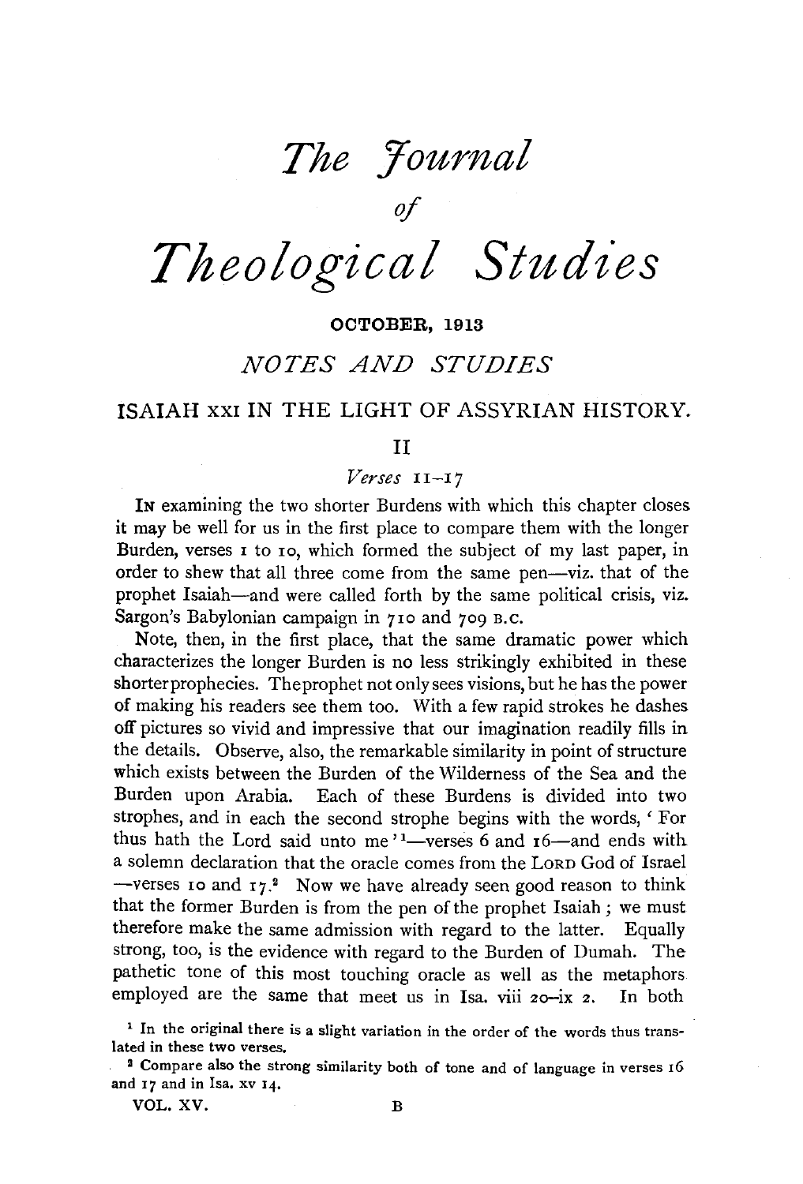# *The Journal of Theological Studies*

OCTOBER, 1913

## *NOTES AND STUDIES*

### ISAIAH XXI IN THE LIGHT OF ASSYRIAN HISTORY.

II

*Verses* 11–17

IN examining the two shorter Burdens with which this chapter closes it may be well for us in the first place to compare them with the longer Burden, verses 1 to 10, which formed the subject of my last paper, in order to shew that all three come from the same pen—viz. that of the prophet Isaiah—and were called forth by the same political crisis, viz. Sargon's Babylonian campaign in 710 and 709 B.C.

Note, then, in the first place, that the same dramatic power which characterizes the longer Burden is no less strikingly exhibited in these shorter prophecies. The prophet not only sees visions, but he has the power of making his readers see them too. With a few rapid strokes he dashes off pictures so vivid and impressive that our imagination readily fills in the details. Observe, also, the remarkable similarity in point of structure which exists between the Burden of the Wilderness of the Sea and the Burden upon Arabia. Each of these Burdens is divided into two strophes, and in each the second strophe begins with the words, 'For thus hath the Lord said unto me'[1]—verses 6 and 16—and ends with a solemn declaration that the oracle comes from the LORD God of Israel—verses 10 and 17.[2] Now we have already seen good reason to think that the former Burden is from the pen of the prophet Isaiah; we must therefore make the same admission with regard to the latter. Equally strong, too, is the evidence with regard to the Burden of Dumah. The pathetic tone of this most touching oracle as well as the metaphors employed are the same that meet us in Isa. viii 20–ix 2. In both

[1] In the original there is a slight variation in the order of the words thus translated in these two verses.

[2] Compare also the strong similarity both of tone and of language in verses 16 and 17 and in Isa. xv 14.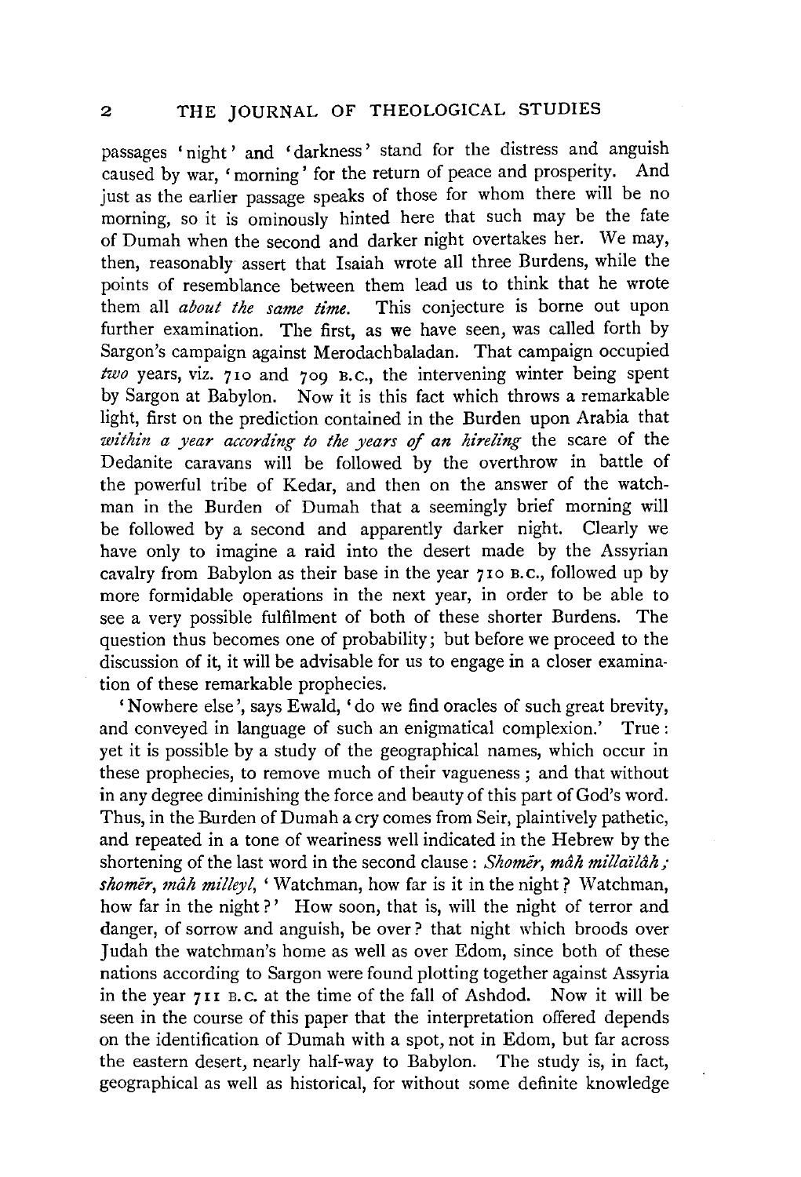passages 'night' and 'darkness' stand for the distress and anguish caused by war, 'morning' for the return of peace and prosperity. And just as the earlier passage speaks of those for whom there will be no morning, so it is ominously hinted here that such may be the fate of Dumah when the second and darker night overtakes her. We may, then, reasonably assert that Isaiah wrote all three Burdens, while the points of resemblance between them lead us to think that he wrote them all *about the same time*. This conjecture is borne out upon further examination. The first, as we have seen, was called forth by Sargon's campaign against Merodachbaladan. That campaign occupied *two* years, viz. 710 and 709 B.C., the intervening winter being spent by Sargon at Babylon. Now it is this fact which throws a remarkable light, first on the prediction contained in the Burden upon Arabia that *within a year according to the years of an hireling* the scare of the Dedanite caravans will be followed by the overthrow in battle of the powerful tribe of Kedar, and then on the answer of the watchman in the Burden of Dumah that a seemingly brief morning will be followed by a second and apparently darker night. Clearly we have only to imagine a raid into the desert made by the Assyrian cavalry from Babylon as their base in the year 710 B.C., followed up by more formidable operations in the next year, in order to be able to see a very possible fulfilment of both of these shorter Burdens. The question thus becomes one of probability; but before we proceed to the discussion of it, it will be advisable for us to engage in a closer examination of these remarkable prophecies.

'Nowhere else', says Ewald, 'do we find oracles of such great brevity, and conveyed in language of such an enigmatical complexion.' True: yet it is possible by a study of the geographical names, which occur in these prophecies, to remove much of their vagueness; and that without in any degree diminishing the force and beauty of this part of God's word. Thus, in the Burden of Dumah a cry comes from Seir, plaintively pathetic, and repeated in a tone of weariness well indicated in the Hebrew by the shortening of the last word in the second clause: *Shomēr, mâh millaïlâh; shomēr, mâh milleyl*, 'Watchman, how far is it in the night? Watchman, how far in the night?' How soon, that is, will the night of terror and danger, of sorrow and anguish, be over? that night which broods over Judah the watchman's home as well as over Edom, since both of these nations according to Sargon were found plotting together against Assyria in the year 711 B.C. at the time of the fall of Ashdod. Now it will be seen in the course of this paper that the interpretation offered depends on the identification of Dumah with a spot, not in Edom, but far across the eastern desert, nearly half-way to Babylon. The study is, in fact, geographical as well as historical, for without some definite knowledge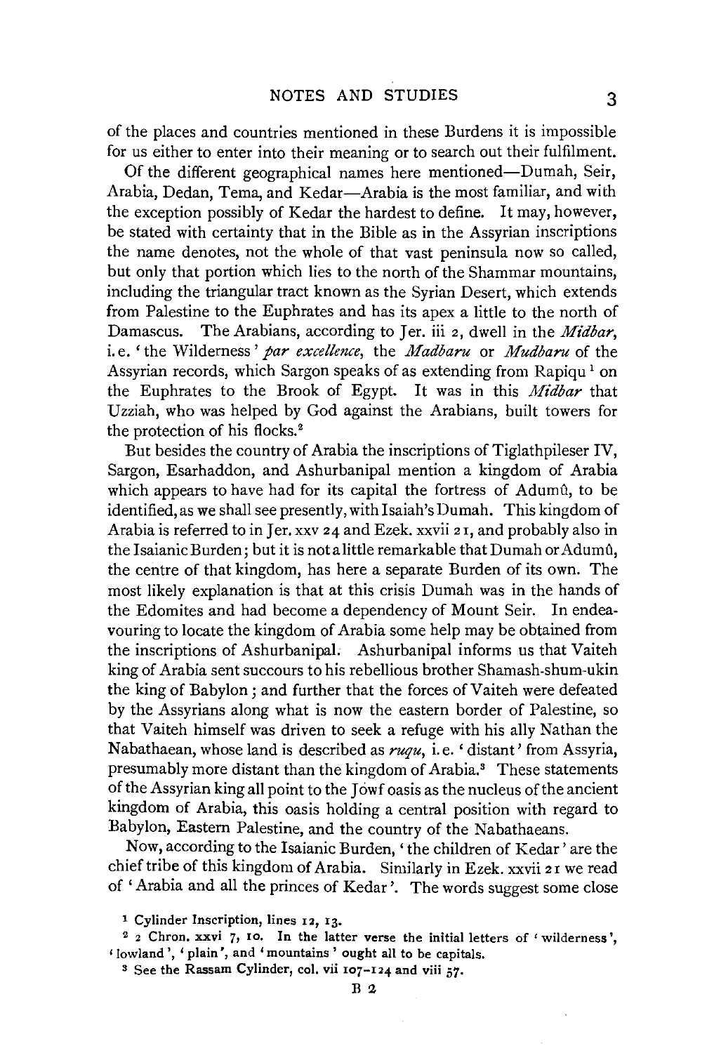of the places and countries mentioned in these Burdens it is impossible for us either to enter into their meaning or to search out their fulfilment.

Of the different geographical names here mentioned—Dumah, Seir, Arabia, Dedan, Tema, and Kedar—Arabia is the most familiar, and with the exception possibly of Kedar the hardest to define. It may, however, be stated with certainty that in the Bible as in the Assyrian inscriptions the name denotes, not the whole of that vast peninsula now so called, but only that portion which lies to the north of the Shammar mountains, including the triangular tract known as the Syrian Desert, which extends from Palestine to the Euphrates and has its apex a little to the north of Damascus. The Arabians, according to Jer. iii 2, dwell in the *Midbar*, i. e. 'the Wilderness' *par excellence*, the *Madbaru* or *Mudbaru* of the Assyrian records, which Sargon speaks of as extending from Rapiqu [1] on the Euphrates to the Brook of Egypt. It was in this *Midbar* that Uzziah, who was helped by God against the Arabians, built towers for the protection of his flocks.[2]

But besides the country of Arabia the inscriptions of Tiglathpileser IV, Sargon, Esarhaddon, and Ashurbanipal mention a kingdom of Arabia which appears to have had for its capital the fortress of Adumû, to be identified, as we shall see presently, with Isaiah's Dumah. This kingdom of Arabia is referred to in Jer. xxv 24 and Ezek. xxvii 21, and probably also in the Isaianic Burden; but it is not a little remarkable that Dumah or Adumû, the centre of that kingdom, has here a separate Burden of its own. The most likely explanation is that at this crisis Dumah was in the hands of the Edomites and had become a dependency of Mount Seir. In endeavouring to locate the kingdom of Arabia some help may be obtained from the inscriptions of Ashurbanipal. Ashurbanipal informs us that Vaiteh king of Arabia sent succours to his rebellious brother Shamash-shum-ukin the king of Babylon; and further that the forces of Vaiteh were defeated by the Assyrians along what is now the eastern border of Palestine, so that Vaiteh himself was driven to seek a refuge with his ally Nathan the Nabathaean, whose land is described as *ruqu*, i. e. 'distant' from Assyria, presumably more distant than the kingdom of Arabia.[3] These statements of the Assyrian king all point to the Jowf oasis as the nucleus of the ancient kingdom of Arabia, this oasis holding a central position with regard to Babylon, Eastern Palestine, and the country of the Nabathaeans.

Now, according to the Isaianic Burden, 'the children of Kedar' are the chief tribe of this kingdom of Arabia. Similarly in Ezek. xxvii 21 we read of 'Arabia and all the princes of Kedar'. The words suggest some close

[1] Cylinder Inscription, lines 12, 13.

[2] 2 Chron. xxvi 7, 10. In the latter verse the initial letters of 'wilderness', 'lowland', 'plain', and 'mountains' ought all to be capitals.

[3] See the Rassam Cylinder, col. vii 107–124 and viii 57.

B 2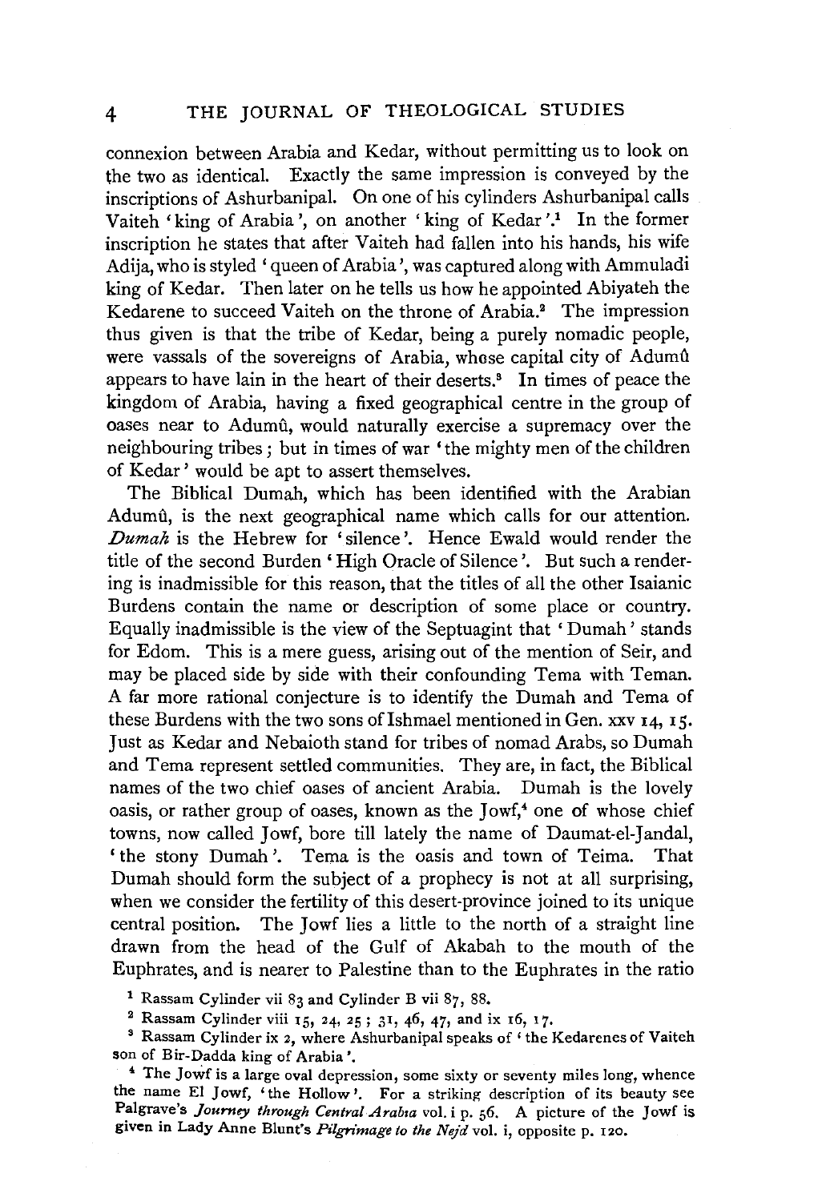connexion between Arabia and Kedar, without permitting us to look on the two as identical. Exactly the same impression is conveyed by the inscriptions of Ashurbanipal. On one of his cylinders Ashurbanipal calls Vaiteh 'king of Arabia', on another 'king of Kedar'.[1] In the former inscription he states that after Vaiteh had fallen into his hands, his wife Adija, who is styled 'queen of Arabia', was captured along with Ammuladi king of Kedar. Then later on he tells us how he appointed Abiyateh the Kedarene to succeed Vaiteh on the throne of Arabia.[2] The impression thus given is that the tribe of Kedar, being a purely nomadic people, were vassals of the sovereigns of Arabia, whose capital city of Adumû appears to have lain in the heart of their deserts.[3] In times of peace the kingdom of Arabia, having a fixed geographical centre in the group of oases near to Adumû, would naturally exercise a supremacy over the neighbouring tribes; but in times of war 'the mighty men of the children of Kedar' would be apt to assert themselves.

The Biblical Dumah, which has been identified with the Arabian Adumû, is the next geographical name which calls for our attention. *Dumah* is the Hebrew for 'silence'. Hence Ewald would render the title of the second Burden 'High Oracle of Silence'. But such a rendering is inadmissible for this reason, that the titles of all the other Isaianic Burdens contain the name or description of some place or country. Equally inadmissible is the view of the Septuagint that 'Dumah' stands for Edom. This is a mere guess, arising out of the mention of Seir, and may be placed side by side with their confounding Tema with Teman. A far more rational conjecture is to identify the Dumah and Tema of these Burdens with the two sons of Ishmael mentioned in Gen. xxv 14, 15. Just as Kedar and Nebaioth stand for tribes of nomad Arabs, so Dumah and Tema represent settled communities. They are, in fact, the Biblical names of the two chief oases of ancient Arabia. Dumah is the lovely oasis, or rather group of oases, known as the Jowf,[4] one of whose chief towns, now called Jowf, bore till lately the name of Daumat-el-Jandal, 'the stony Dumah'. Tema is the oasis and town of Teima. That Dumah should form the subject of a prophecy is not at all surprising, when we consider the fertility of this desert-province joined to its unique central position. The Jowf lies a little to the north of a straight line drawn from the head of the Gulf of Akabah to the mouth of the Euphrates, and is nearer to Palestine than to the Euphrates in the ratio

[1] Rassam Cylinder vii 83 and Cylinder B vii 87, 88.

[2] Rassam Cylinder viii 15, 24, 25; 31, 46, 47, and ix 16, 17.

[3] Rassam Cylinder ix 2, where Ashurbanipal speaks of 'the Kedarenes of Vaiteh son of Bir-Dadda king of Arabia'.

[4] The Jowf is a large oval depression, some sixty or seventy miles long, whence the name El Jowf, 'the Hollow'. For a striking description of its beauty see Palgrave's *Journey through Central Arabia* vol. i p. 56. A picture of the Jowf is given in Lady Anne Blunt's *Pilgrimage to the Nejd* vol. i, opposite p. 120.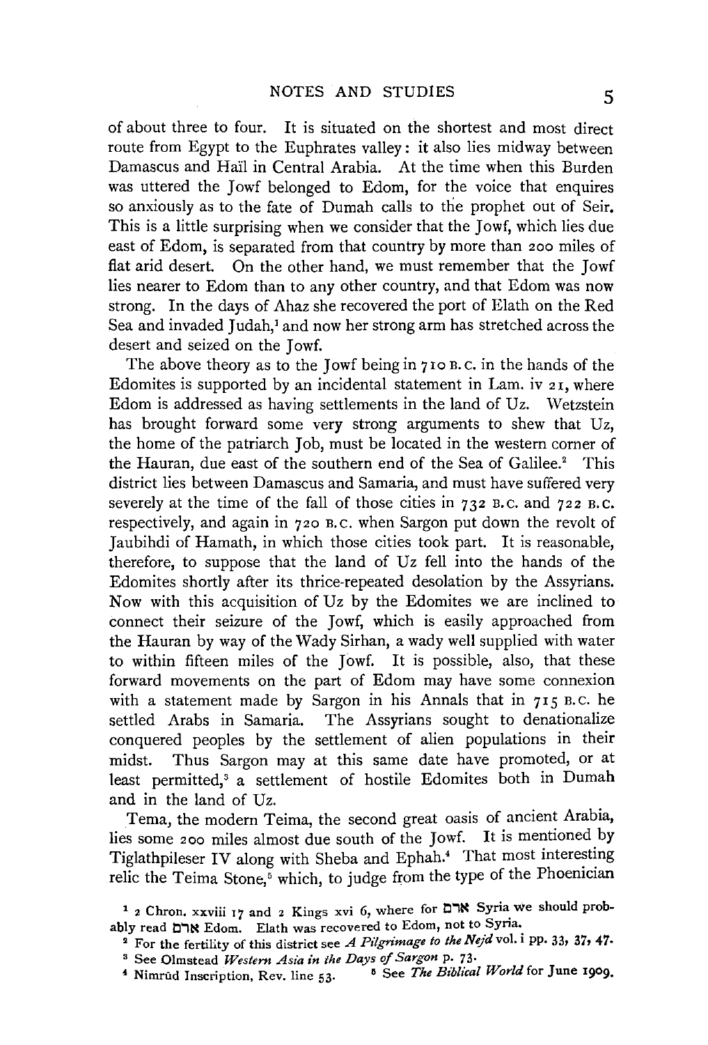of about three to four. It is situated on the shortest and most direct route from Egypt to the Euphrates valley: it also lies midway between Damascus and Haïl in Central Arabia. At the time when this Burden was uttered the Jowf belonged to Edom, for the voice that enquires so anxiously as to the fate of Dumah calls to the prophet out of Seir. This is a little surprising when we consider that the Jowf, which lies due east of Edom, is separated from that country by more than 200 miles of flat arid desert. On the other hand, we must remember that the Jowf lies nearer to Edom than to any other country, and that Edom was now strong. In the days of Ahaz she recovered the port of Elath on the Red Sea and invaded Judah,[1] and now her strong arm has stretched across the desert and seized on the Jowf.

The above theory as to the Jowf being in 710 B.C. in the hands of the Edomites is supported by an incidental statement in Lam. iv 21, where Edom is addressed as having settlements in the land of Uz. Wetzstein has brought forward some very strong arguments to shew that Uz, the home of the patriarch Job, must be located in the western corner of the Hauran, due east of the southern end of the Sea of Galilee.[2] This district lies between Damascus and Samaria, and must have suffered very severely at the time of the fall of those cities in 732 B.C. and 722 B.C. respectively, and again in 720 B.C. when Sargon put down the revolt of Jaubihdi of Hamath, in which those cities took part. It is reasonable, therefore, to suppose that the land of Uz fell into the hands of the Edomites shortly after its thrice-repeated desolation by the Assyrians. Now with this acquisition of Uz by the Edomites we are inclined to connect their seizure of the Jowf, which is easily approached from the Hauran by way of the Wady Sirhan, a wady well supplied with water to within fifteen miles of the Jowf. It is possible, also, that these forward movements on the part of Edom may have some connexion with a statement made by Sargon in his Annals that in 715 B.C. he settled Arabs in Samaria. The Assyrians sought to denationalize conquered peoples by the settlement of alien populations in their midst. Thus Sargon may at this same date have promoted, or at least permitted,[3] a settlement of hostile Edomites both in Dumah and in the land of Uz.

Tema, the modern Teima, the second great oasis of ancient Arabia, lies some 200 miles almost due south of the Jowf. It is mentioned by Tiglathpileser IV along with Sheba and Ephah.[4] That most interesting relic the Teima Stone,[5] which, to judge from the type of the Phoenician

[1] 2 Chron. xxviii 17 and 2 Kings xvi 6, where for ארם Syria we should probably read אדם Edom. Elath was recovered to Edom, not to Syria.

[2] For the fertility of this district see *A Pilgrimage to the Nejd* vol. i pp. 33, 37, 47.

[3] See Olmstead *Western Asia in the Days of Sargon* p. 73.

[4] Nimrûd Inscription, Rev. line 53.

[5] See *The Biblical World* for June 1909.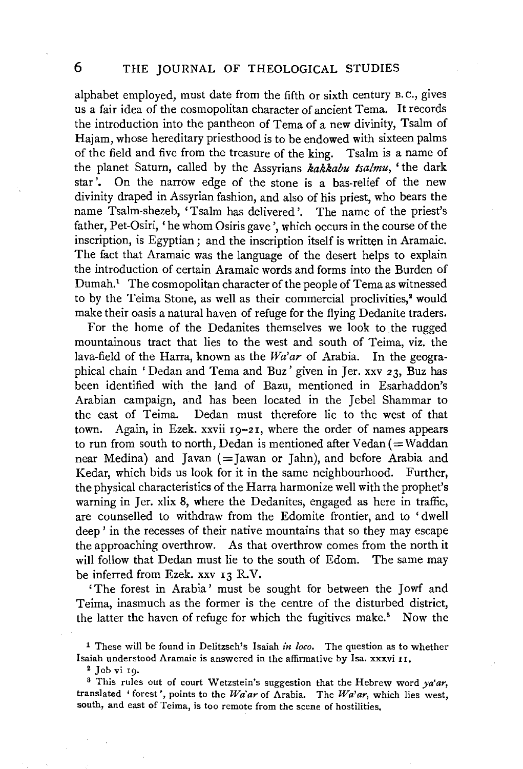alphabet employed, must date from the fifth or sixth century B.C., gives us a fair idea of the cosmopolitan character of ancient Tema. It records the introduction into the pantheon of Tema of a new divinity, Tsalm of Hajam, whose hereditary priesthood is to be endowed with sixteen palms of the field and five from the treasure of the king. Tsalm is a name of the planet Saturn, called by the Assyrians *kakkabu tsalmu*, 'the dark star'. On the narrow edge of the stone is a bas-relief of the new divinity draped in Assyrian fashion, and also of his priest, who bears the name Tsalm-shezeb, 'Tsalm has delivered'. The name of the priest's father, Pet-Osiri, 'he whom Osiris gave', which occurs in the course of the inscription, is Egyptian; and the inscription itself is written in Aramaic. The fact that Aramaic was the language of the desert helps to explain the introduction of certain Aramaic words and forms into the Burden of Dumah.[1] The cosmopolitan character of the people of Tema as witnessed to by the Teima Stone, as well as their commercial proclivities,[2] would make their oasis a natural haven of refuge for the flying Dedanite traders.

For the home of the Dedanites themselves we look to the rugged mountainous tract that lies to the west and south of Teima, viz. the lava-field of the Harra, known as the *Wa'ar* of Arabia. In the geographical chain 'Dedan and Tema and Buz' given in Jer. xxv 23, Buz has been identified with the land of Bazu, mentioned in Esarhaddon's Arabian campaign, and has been located in the Jebel Shammar to the east of Teima. Dedan must therefore lie to the west of that town. Again, in Ezek. xxvii 19–21, where the order of names appears to run from south to north, Dedan is mentioned after Vedan (= Waddan near Medina) and Javan (= Jawan or Jahn), and before Arabia and Kedar, which bids us look for it in the same neighbourhood. Further, the physical characteristics of the Harra harmonize well with the prophet's warning in Jer. xlix 8, where the Dedanites, engaged as here in traffic, are counselled to withdraw from the Edomite frontier, and to 'dwell deep' in the recesses of their native mountains that so they may escape the approaching overthrow. As that overthrow comes from the north it will follow that Dedan must lie to the south of Edom. The same may be inferred from Ezek. xxv 13 R.V.

'The forest in Arabia' must be sought for between the Jowf and Teima, inasmuch as the former is the centre of the disturbed district, the latter the haven of refuge for which the fugitives make.[3] Now the

[1] These will be found in Delitzsch's Isaiah *in loco*. The question as to whether Isaiah understood Aramaic is answered in the affirmative by Isa. xxxvi 11.

[2] Job vi 19.

[3] This rules out of court Wetzstein's suggestion that the Hebrew word *ya'ar*, translated 'forest', points to the *Wa'ar* of Arabia. The *Wa'ar*, which lies west, south, and east of Teima, is too remote from the scene of hostilities.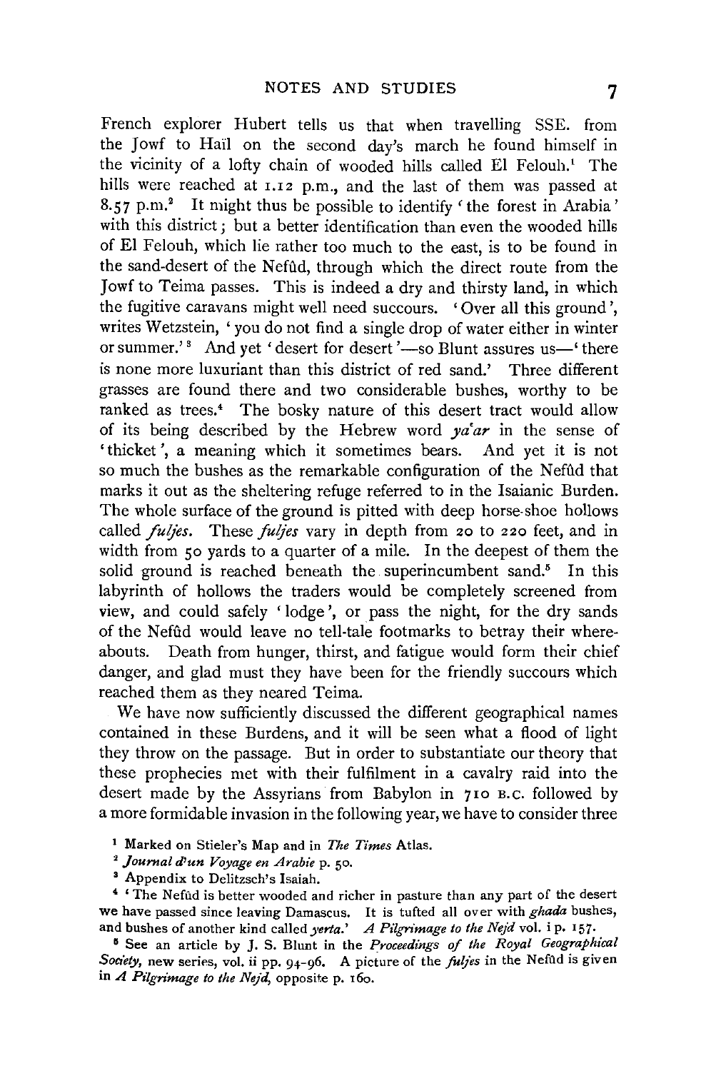French explorer Hubert tells us that when travelling SSE. from the Jowf to Haïl on the second day's march he found himself in the vicinity of a lofty chain of wooded hills called El Felouh.[1] The hills were reached at 1.12 p.m., and the last of them was passed at 8.57 p.m.[2] It might thus be possible to identify 'the forest in Arabia' with this district; but a better identification than even the wooded hills of El Felouh, which lie rather too much to the east, is to be found in the sand-desert of the Nefûd, through which the direct route from the Jowf to Teima passes. This is indeed a dry and thirsty land, in which the fugitive caravans might well need succours. 'Over all this ground', writes Wetzstein, 'you do not find a single drop of water either in winter or summer.'[3] And yet 'desert for desert'—so Blunt assures us—'there is none more luxuriant than this district of red sand.' Three different grasses are found there and two considerable bushes, worthy to be ranked as trees.[4] The bosky nature of this desert tract would allow of its being described by the Hebrew word *ya'ar* in the sense of 'thicket', a meaning which it sometimes bears. And yet it is not so much the bushes as the remarkable configuration of the Nefûd that marks it out as the sheltering refuge referred to in the Isaianic Burden. The whole surface of the ground is pitted with deep horse-shoe hollows called *fuljes*. These *fuljes* vary in depth from 20 to 220 feet, and in width from 50 yards to a quarter of a mile. In the deepest of them the solid ground is reached beneath the superincumbent sand.[5] In this labyrinth of hollows the traders would be completely screened from view, and could safely 'lodge', or pass the night, for the dry sands of the Nefûd would leave no tell-tale footmarks to betray their whereabouts. Death from hunger, thirst, and fatigue would form their chief danger, and glad must they have been for the friendly succours which reached them as they neared Teima.

We have now sufficiently discussed the different geographical names contained in these Burdens, and it will be seen what a flood of light they throw on the passage. But in order to substantiate our theory that these prophecies met with their fulfilment in a cavalry raid into the desert made by the Assyrians from Babylon in 710 B.C. followed by a more formidable invasion in the following year, we have to consider three

[1] Marked on Stieler's Map and in *The Times* Atlas.

[2] *Journal d'un Voyage en Arabie* p. 50.

[3] Appendix to Delitzsch's Isaiah.

[4] 'The Nefûd is better wooded and richer in pasture than any part of the desert we have passed since leaving Damascus. It is tufted all over with *ghada* bushes, and bushes of another kind called *yerta*.' *A Pilgrimage to the Nejd* vol. i p. 157.

[5] See an article by J. S. Blunt in the *Proceedings of the Royal Geographical Society*, new series, vol. ii pp. 94-96. A picture of the *fuljes* in the Nefûd is given in *A Pilgrimage to the Nejd*, opposite p. 160.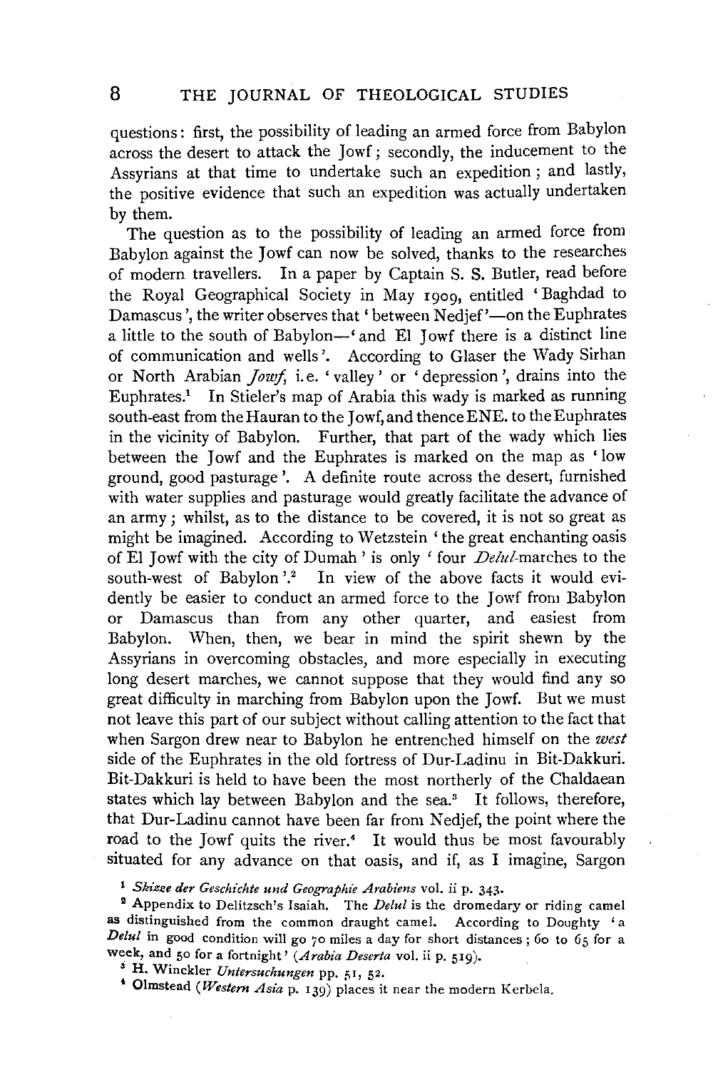questions: first, the possibility of leading an armed force from Babylon across the desert to attack the Jowf; secondly, the inducement to the Assyrians at that time to undertake such an expedition; and lastly, the positive evidence that such an expedition was actually undertaken by them.

The question as to the possibility of leading an armed force from Babylon against the Jowf can now be solved, thanks to the researches of modern travellers. In a paper by Captain S. S. Butler, read before the Royal Geographical Society in May 1909, entitled 'Baghdad to Damascus', the writer observes that 'between Nedjef'—on the Euphrates a little to the south of Babylon—'and El Jowf there is a distinct line of communication and wells'. According to Glaser the Wady Sirhan or North Arabian *Jowf*, i.e. 'valley' or 'depression', drains into the Euphrates.[1] In Stieler's map of Arabia this wady is marked as running south-east from the Hauran to the Jowf, and thence ENE. to the Euphrates in the vicinity of Babylon. Further, that part of the wady which lies between the Jowf and the Euphrates is marked on the map as 'low ground, good pasturage'. A definite route across the desert, furnished with water supplies and pasturage would greatly facilitate the advance of an army; whilst, as to the distance to be covered, it is not so great as might be imagined. According to Wetzstein 'the great enchanting oasis of El Jowf with the city of Dumah' is only 'four *Delul*-marches to the south-west of Babylon'.[2] In view of the above facts it would evidently be easier to conduct an armed force to the Jowf from Babylon or Damascus than from any other quarter, and easiest from Babylon. When, then, we bear in mind the spirit shewn by the Assyrians in overcoming obstacles, and more especially in executing long desert marches, we cannot suppose that they would find any so great difficulty in marching from Babylon upon the Jowf. But we must not leave this part of our subject without calling attention to the fact that when Sargon drew near to Babylon he entrenched himself on the *west* side of the Euphrates in the old fortress of Dur-Ladinu in Bit-Dakkuri. Bit-Dakkuri is held to have been the most northerly of the Chaldaean states which lay between Babylon and the sea.[3] It follows, therefore, that Dur-Ladinu cannot have been far from Nedjef, the point where the road to the Jowf quits the river.[4] It would thus be most favourably situated for any advance on that oasis, and if, as I imagine, Sargon

---

[1] *Skizze der Geschichte und Geographie Arabiens* vol. ii p. 343.

[2] Appendix to Delitzsch's Isaiah. The *Delul* is the dromedary or riding camel as distinguished from the common draught camel. According to Doughty 'a *Delul* in good condition will go 70 miles a day for short distances; 60 to 65 for a week, and 50 for a fortnight' (*Arabia Deserta* vol. ii p. 519).

[3] H. Winckler *Untersuchungen* pp. 51, 52.

[4] Olmstead (*Western Asia* p. 139) places it near the modern Kerbela.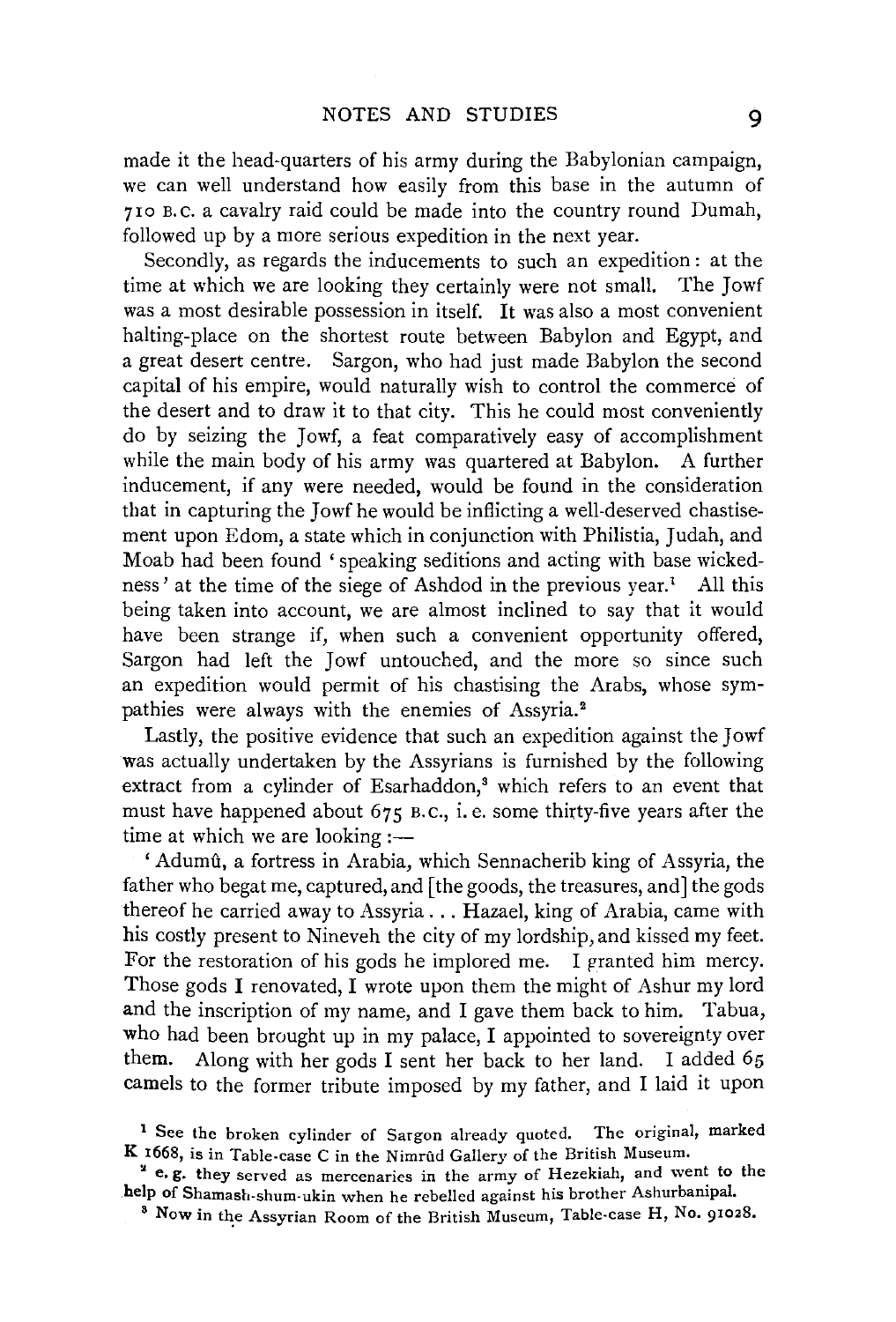made it the head-quarters of his army during the Babylonian campaign, we can well understand how easily from this base in the autumn of 710 B.C. a cavalry raid could be made into the country round Dumah, followed up by a more serious expedition in the next year.

Secondly, as regards the inducements to such an expedition: at the time at which we are looking they certainly were not small. The Jowf was a most desirable possession in itself. It was also a most convenient halting-place on the shortest route between Babylon and Egypt, and a great desert centre. Sargon, who had just made Babylon the second capital of his empire, would naturally wish to control the commerce of the desert and to draw it to that city. This he could most conveniently do by seizing the Jowf, a feat comparatively easy of accomplishment while the main body of his army was quartered at Babylon. A further inducement, if any were needed, would be found in the consideration that in capturing the Jowf he would be inflicting a well-deserved chastisement upon Edom, a state which in conjunction with Philistia, Judah, and Moab had been found 'speaking seditions and acting with base wickedness' at the time of the siege of Ashdod in the previous year.[1] All this being taken into account, we are almost inclined to say that it would have been strange if, when such a convenient opportunity offered, Sargon had left the Jowf untouched, and the more so since such an expedition would permit of his chastising the Arabs, whose sympathies were always with the enemies of Assyria.[2]

Lastly, the positive evidence that such an expedition against the Jowf was actually undertaken by the Assyrians is furnished by the following extract from a cylinder of Esarhaddon,[3] which refers to an event that must have happened about 675 B.C., i. e. some thirty-five years after the time at which we are looking:—

'Adumû, a fortress in Arabia, which Sennacherib king of Assyria, the father who begat me, captured, and [the goods, the treasures, and] the gods thereof he carried away to Assyria . . . Hazael, king of Arabia, came with his costly present to Nineveh the city of my lordship, and kissed my feet. For the restoration of his gods he implored me. I granted him mercy. Those gods I renovated, I wrote upon them the might of Ashur my lord and the inscription of my name, and I gave them back to him. Tabua, who had been brought up in my palace, I appointed to sovereignty over them. Along with her gods I sent her back to her land. I added 65 camels to the former tribute imposed by my father, and I laid it upon

[1] See the broken cylinder of Sargon already quoted. The original, marked K 1668, is in Table-case C in the Nimrûd Gallery of the British Museum.

[2] e. g. they served as mercenaries in the army of Hezekiah, and went to the help of Shamash-shum-ukin when he rebelled against his brother Ashurbanipal.

[3] Now in the Assyrian Room of the British Museum, Table-case H, No. 91028.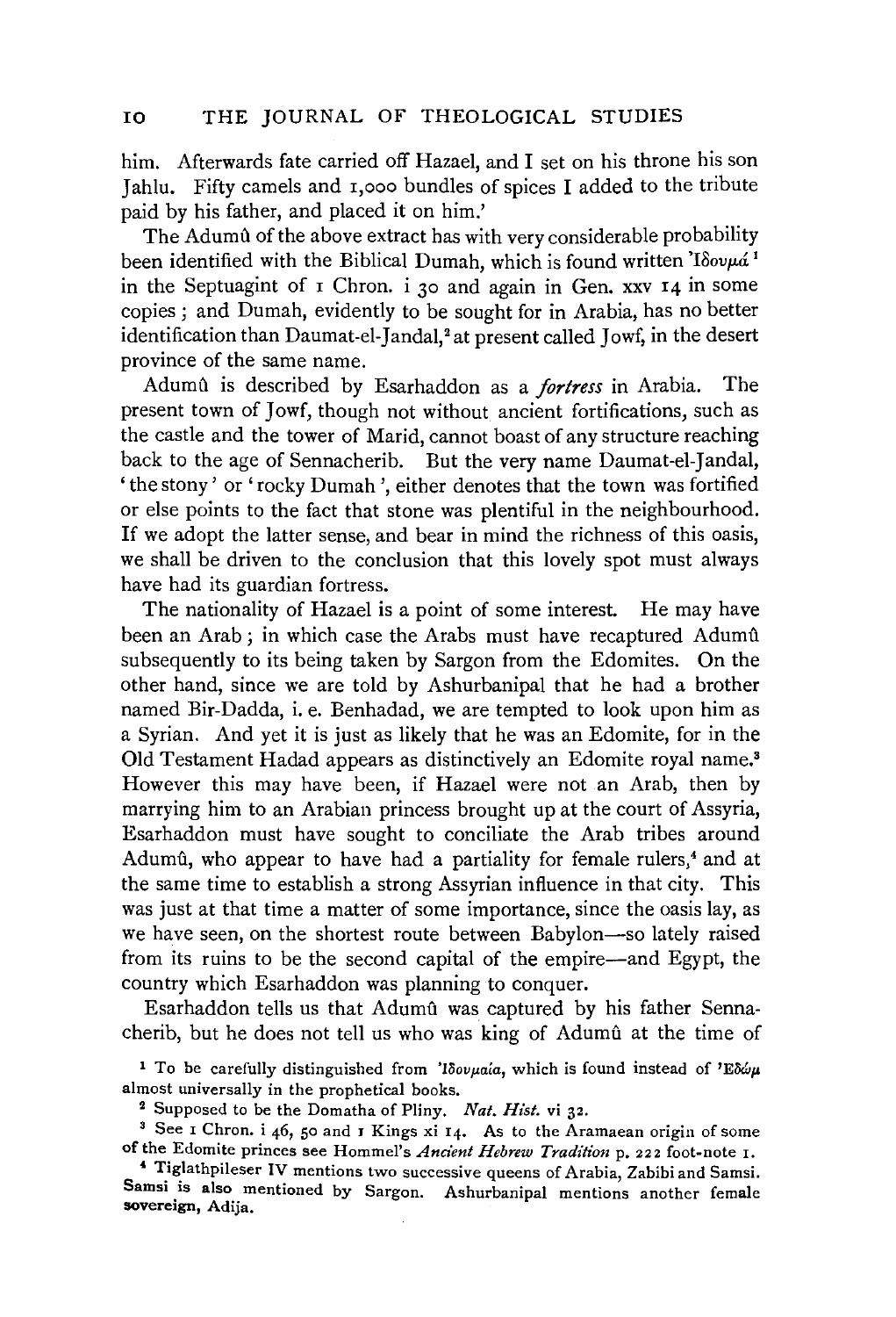him. Afterwards fate carried off Hazael, and I set on his throne his son Jahlu. Fifty camels and 1,000 bundles of spices I added to the tribute paid by his father, and placed it on him.'

The Adumû of the above extract has with very considerable probability been identified with the Biblical Dumah, which is found written Ἰδουμά[1] in the Septuagint of 1 Chron. i 30 and again in Gen. xxv 14 in some copies; and Dumah, evidently to be sought for in Arabia, has no better identification than Daumat-el-Jandal,[2] at present called Jowf, in the desert province of the same name.

Adumû is described by Esarhaddon as a *fortress* in Arabia. The present town of Jowf, though not without ancient fortifications, such as the castle and the tower of Marid, cannot boast of any structure reaching back to the age of Sennacherib. But the very name Daumat-el-Jandal, 'the stony' or 'rocky Dumah', either denotes that the town was fortified or else points to the fact that stone was plentiful in the neighbourhood. If we adopt the latter sense, and bear in mind the richness of this oasis, we shall be driven to the conclusion that this lovely spot must always have had its guardian fortress.

The nationality of Hazael is a point of some interest. He may have been an Arab; in which case the Arabs must have recaptured Adumû subsequently to its being taken by Sargon from the Edomites. On the other hand, since we are told by Ashurbanipal that he had a brother named Bir-Dadda, i. e. Benhadad, we are tempted to look upon him as a Syrian. And yet it is just as likely that he was an Edomite, for in the Old Testament Hadad appears as distinctively an Edomite royal name.[3] However this may have been, if Hazael were not an Arab, then by marrying him to an Arabian princess brought up at the court of Assyria, Esarhaddon must have sought to conciliate the Arab tribes around Adumû, who appear to have had a partiality for female rulers,[4] and at the same time to establish a strong Assyrian influence in that city. This was just at that time a matter of some importance, since the oasis lay, as we have seen, on the shortest route between Babylon—so lately raised from its ruins to be the second capital of the empire—and Egypt, the country which Esarhaddon was planning to conquer.

Esarhaddon tells us that Adumû was captured by his father Sennacherib, but he does not tell us who was king of Adumû at the time of

[1] To be carefully distinguished from Ἰδουμαία, which is found instead of Ἐδώμ almost universally in the prophetical books.

[2] Supposed to be the Domatha of Pliny. *Nat. Hist.* vi 32.

[3] See 1 Chron. i 46, 50 and 1 Kings xi 14. As to the Aramaean origin of some of the Edomite princes see Hommel's *Ancient Hebrew Tradition* p. 222 foot-note 1.

[4] Tiglathpileser IV mentions two successive queens of Arabia, Zabibi and Samsi. Samsi is also mentioned by Sargon. Ashurbanipal mentions another female sovereign, Adija.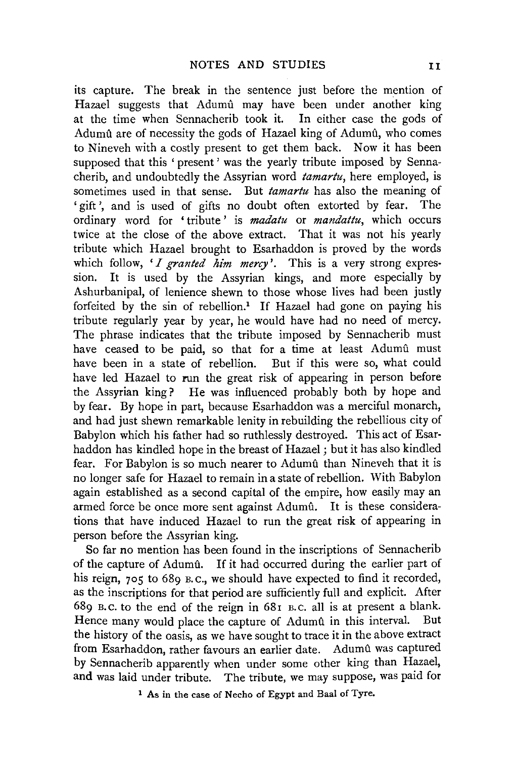its capture. The break in the sentence just before the mention of Hazael suggests that Adumû may have been under another king at the time when Sennacherib took it. In either case the gods of Adumû are of necessity the gods of Hazael king of Adumû, who comes to Nineveh with a costly present to get them back. Now it has been supposed that this 'present' was the yearly tribute imposed by Sennacherib, and undoubtedly the Assyrian word *tamartu*, here employed, is sometimes used in that sense. But *tamartu* has also the meaning of 'gift', and is used of gifts no doubt often extorted by fear. The ordinary word for 'tribute' is *madatu* or *mandattu*, which occurs twice at the close of the above extract. That it was not his yearly tribute which Hazael brought to Esarhaddon is proved by the words which follow, '*I granted him mercy*'. This is a very strong expression. It is used by the Assyrian kings, and more especially by Ashurbanipal, of lenience shewn to those whose lives had been justly forfeited by the sin of rebellion.[1] If Hazael had gone on paying his tribute regularly year by year, he would have had no need of mercy. The phrase indicates that the tribute imposed by Sennacherib must have ceased to be paid, so that for a time at least Adumû must have been in a state of rebellion. But if this were so, what could have led Hazael to run the great risk of appearing in person before the Assyrian king? He was influenced probably both by hope and by fear. By hope in part, because Esarhaddon was a merciful monarch, and had just shewn remarkable lenity in rebuilding the rebellious city of Babylon which his father had so ruthlessly destroyed. This act of Esarhaddon has kindled hope in the breast of Hazael; but it has also kindled fear. For Babylon is so much nearer to Adumû than Nineveh that it is no longer safe for Hazael to remain in a state of rebellion. With Babylon again established as a second capital of the empire, how easily may an armed force be once more sent against Adumû. It is these considerations that have induced Hazael to run the great risk of appearing in person before the Assyrian king.

So far no mention has been found in the inscriptions of Sennacherib of the capture of Adumû. If it had occurred during the earlier part of his reign, 705 to 689 B.C., we should have expected to find it recorded, as the inscriptions for that period are sufficiently full and explicit. After 689 B.C. to the end of the reign in 681 B.C. all is at present a blank. Hence many would place the capture of Adumû in this interval. But the history of the oasis, as we have sought to trace it in the above extract from Esarhaddon, rather favours an earlier date. Adumû was captured by Sennacherib apparently when under some other king than Hazael, and was laid under tribute. The tribute, we may suppose, was paid for

[1] As in the case of Necho of Egypt and Baal of Tyre.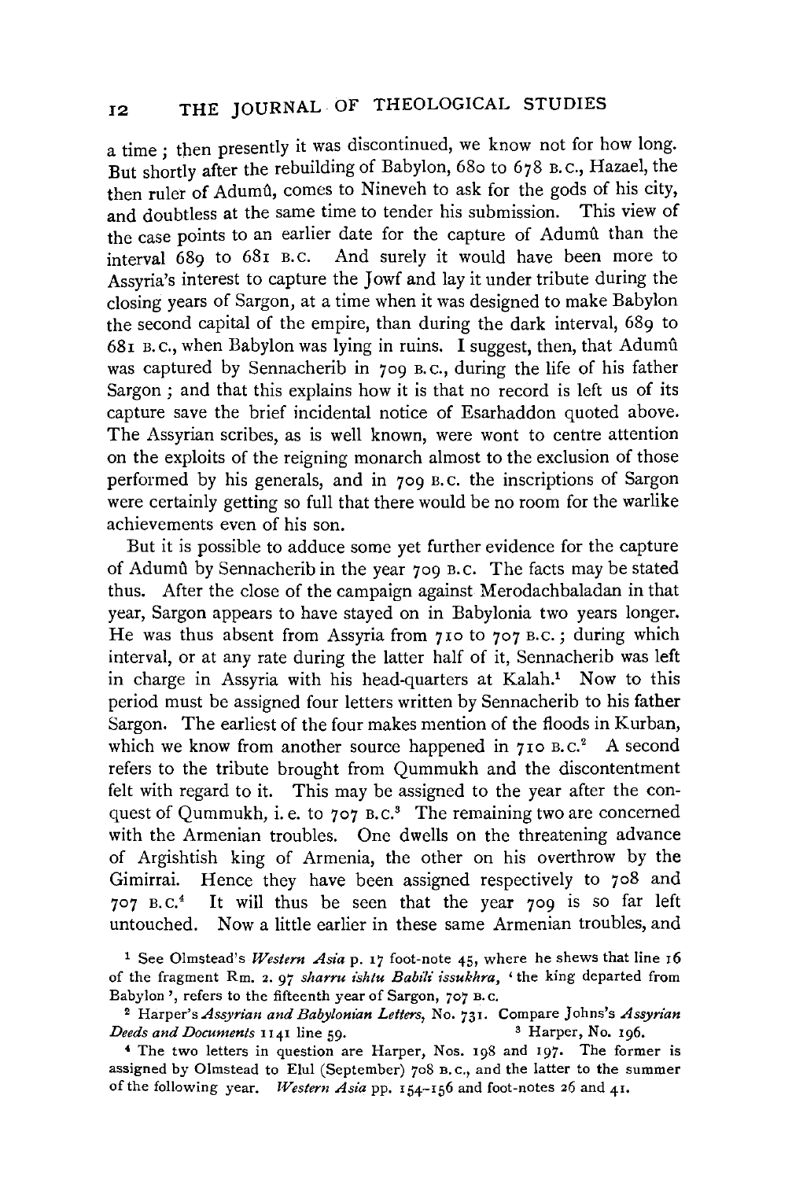a time; then presently it was discontinued, we know not for how long. But shortly after the rebuilding of Babylon, 680 to 678 B.C., Hazael, the then ruler of Adumû, comes to Nineveh to ask for the gods of his city, and doubtless at the same time to tender his submission. This view of the case points to an earlier date for the capture of Adumû than the interval 689 to 681 B.C. And surely it would have been more to Assyria's interest to capture the Jowf and lay it under tribute during the closing years of Sargon, at a time when it was designed to make Babylon the second capital of the empire, than during the dark interval, 689 to 681 B.C., when Babylon was lying in ruins. I suggest, then, that Adumû was captured by Sennacherib in 709 B.C., during the life of his father Sargon; and that this explains how it is that no record is left us of its capture save the brief incidental notice of Esarhaddon quoted above. The Assyrian scribes, as is well known, were wont to centre attention on the exploits of the reigning monarch almost to the exclusion of those performed by his generals, and in 709 B.C. the inscriptions of Sargon were certainly getting so full that there would be no room for the warlike achievements even of his son.

But it is possible to adduce some yet further evidence for the capture of Adumû by Sennacherib in the year 709 B.C. The facts may be stated thus. After the close of the campaign against Merodachbaladan in that year, Sargon appears to have stayed on in Babylonia two years longer. He was thus absent from Assyria from 710 to 707 B.C.; during which interval, or at any rate during the latter half of it, Sennacherib was left in charge in Assyria with his head-quarters at Kalah.[1] Now to this period must be assigned four letters written by Sennacherib to his father Sargon. The earliest of the four makes mention of the floods in Kurban, which we know from another source happened in 710 B.C.[2] A second refers to the tribute brought from Qummukh and the discontentment felt with regard to it. This may be assigned to the year after the conquest of Qummukh, i. e. to 707 B.C.[3] The remaining two are concerned with the Armenian troubles. One dwells on the threatening advance of Argishtish king of Armenia, the other on his overthrow by the Gimirrai. Hence they have been assigned respectively to 708 and 707 B.C.[4] It will thus be seen that the year 709 is so far left untouched. Now a little earlier in these same Armenian troubles, and

[1] See Olmstead's *Western Asia* p. 17 foot-note 45, where he shews that line 16 of the fragment Rm. 2. 97 *sharru ishtu Babili issukhra*, 'the king departed from Babylon', refers to the fifteenth year of Sargon, 707 B.C.

[2] Harper's *Assyrian and Babylonian Letters*, No. 731. Compare Johns's *Assyrian Deeds and Documents* 1141 line 59.

[3] Harper, No. 196.

[4] The two letters in question are Harper, Nos. 198 and 197. The former is assigned by Olmstead to Elul (September) 708 B.C., and the latter to the summer of the following year. *Western Asia* pp. 154–156 and foot-notes 26 and 41.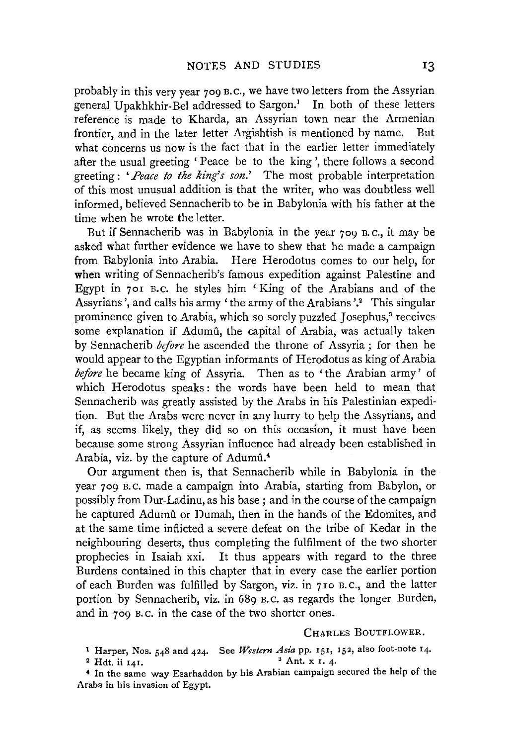probably in this very year 709 B.C., we have two letters from the Assyrian general Upakhkhir-Bel addressed to Sargon.[1] In both of these letters reference is made to Kharda, an Assyrian town near the Armenian frontier, and in the later letter Argishtish is mentioned by name. But what concerns us now is the fact that in the earlier letter immediately after the usual greeting 'Peace be to the king', there follows a second greeting: '*Peace to the king's son.*' The most probable interpretation of this most unusual addition is that the writer, who was doubtless well informed, believed Sennacherib to be in Babylonia with his father at the time when he wrote the letter.

But if Sennacherib was in Babylonia in the year 709 B.C., it may be asked what further evidence we have to shew that he made a campaign from Babylonia into Arabia. Here Herodotus comes to our help, for when writing of Sennacherib's famous expedition against Palestine and Egypt in 701 B.C. he styles him 'King of the Arabians and of the Assyrians', and calls his army 'the army of the Arabians'.[2] This singular prominence given to Arabia, which so sorely puzzled Josephus,[3] receives some explanation if Adumû, the capital of Arabia, was actually taken by Sennacherib *before* he ascended the throne of Assyria; for then he would appear to the Egyptian informants of Herodotus as king of Arabia *before* he became king of Assyria. Then as to 'the Arabian army' of which Herodotus speaks: the words have been held to mean that Sennacherib was greatly assisted by the Arabs in his Palestinian expedition. But the Arabs were never in any hurry to help the Assyrians, and if, as seems likely, they did so on this occasion, it must have been because some strong Assyrian influence had already been established in Arabia, viz. by the capture of Adumû.[4]

Our argument then is, that Sennacherib while in Babylonia in the year 709 B.C. made a campaign into Arabia, starting from Babylon, or possibly from Dur-Ladinu, as his base; and in the course of the campaign he captured Adumû or Dumah, then in the hands of the Edomites, and at the same time inflicted a severe defeat on the tribe of Kedar in the neighbouring deserts, thus completing the fulfilment of the two shorter prophecies in Isaiah xxi. It thus appears with regard to the three Burdens contained in this chapter that in every case the earlier portion of each Burden was fulfilled by Sargon, viz. in 710 B.C., and the latter portion by Sennacherib, viz. in 689 B.C. as regards the longer Burden, and in 709 B.C. in the case of the two shorter ones.

CHARLES BOUTFLOWER.

[1] Harper, Nos. 548 and 424. See *Western Asia* pp. 151, 152, also foot-note 14.

[2] Hdt. ii 141.

[3] Ant. x 1. 4.

[4] In the same way Esarhaddon by his Arabian campaign secured the help of the Arabs in his invasion of Egypt.